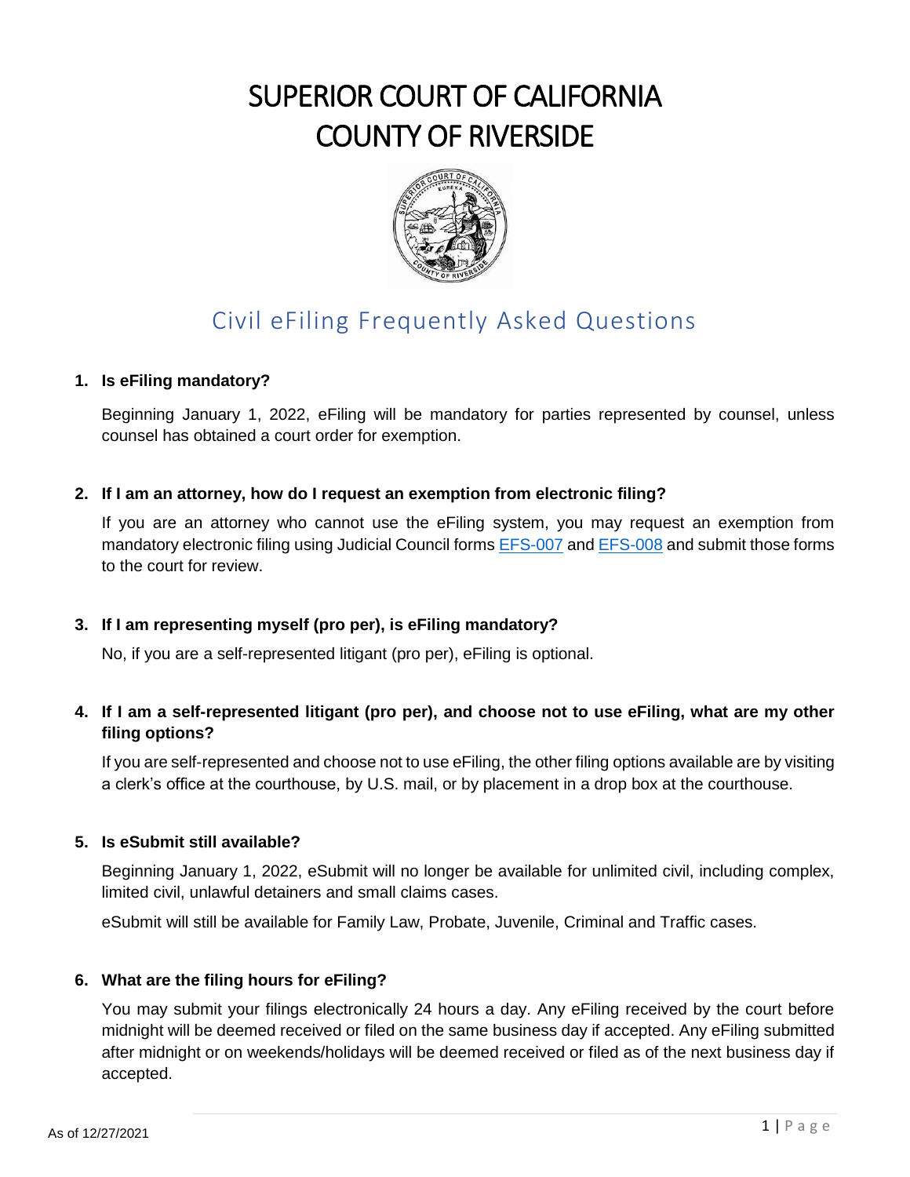# SUPERIOR COURT OF CALIFORNIA
# COUNTY OF RIVERSIDE

## Civil eFiling Frequently Asked Questions

**1. Is eFiling mandatory?**

Beginning January 1, 2022, eFiling will be mandatory for parties represented by counsel, unless counsel has obtained a court order for exemption.

**2. If I am an attorney, how do I request an exemption from electronic filing?**

If you are an attorney who cannot use the eFiling system, you may request an exemption from mandatory electronic filing using Judicial Council forms EFS-007 and EFS-008 and submit those forms to the court for review.

**3. If I am representing myself (pro per), is eFiling mandatory?**

No, if you are a self-represented litigant (pro per), eFiling is optional.

**4. If I am a self-represented litigant (pro per), and choose not to use eFiling, what are my other filing options?**

If you are self-represented and choose not to use eFiling, the other filing options available are by visiting a clerk's office at the courthouse, by U.S. mail, or by placement in a drop box at the courthouse.

**5. Is eSubmit still available?**

Beginning January 1, 2022, eSubmit will no longer be available for unlimited civil, including complex, limited civil, unlawful detainers and small claims cases.

eSubmit will still be available for Family Law, Probate, Juvenile, Criminal and Traffic cases.

**6. What are the filing hours for eFiling?**

You may submit your filings electronically 24 hours a day. Any eFiling received by the court before midnight will be deemed received or filed on the same business day if accepted. Any eFiling submitted after midnight or on weekends/holidays will be deemed received or filed as of the next business day if accepted.

As of 12/27/2021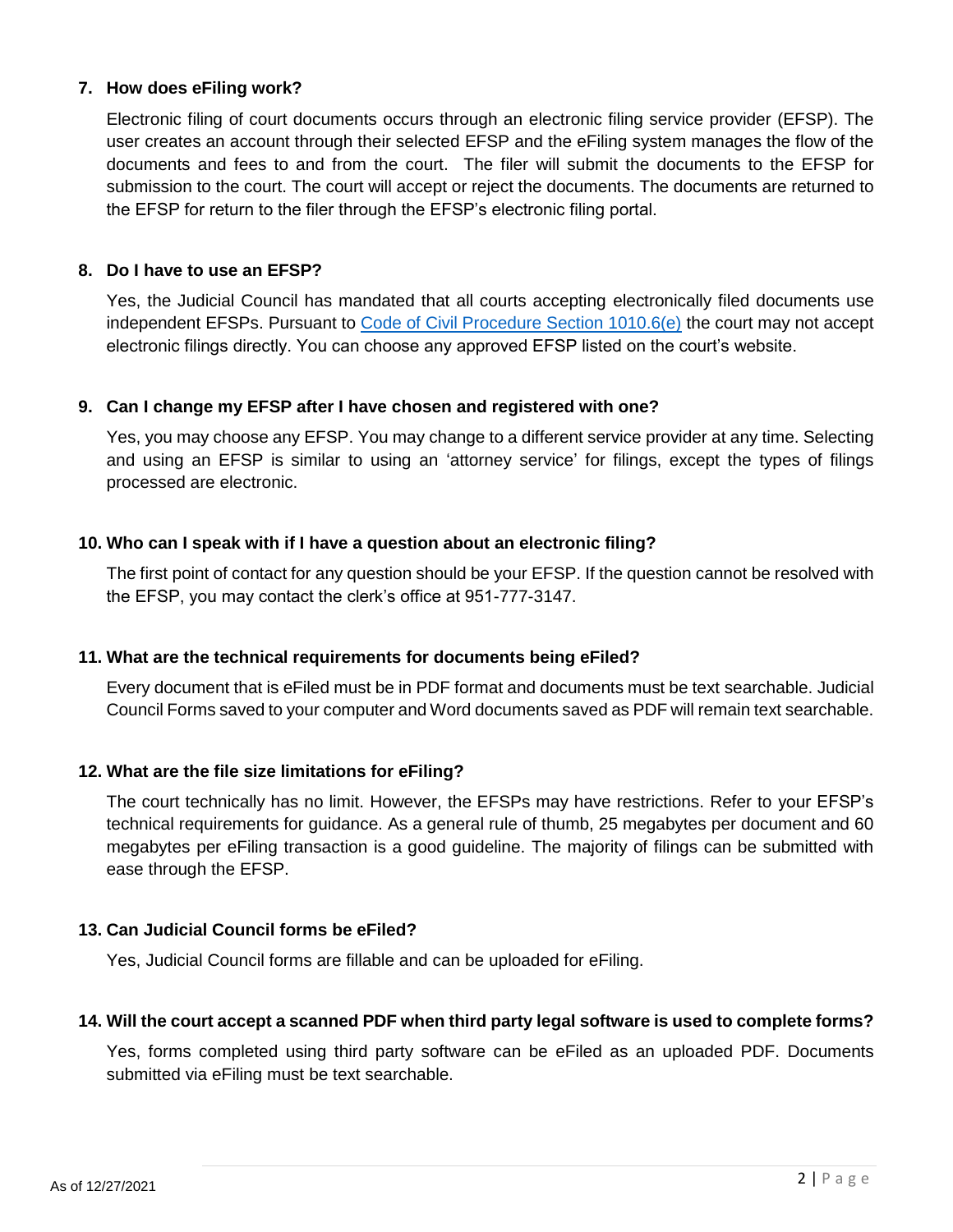### 7. How does eFiling work?

Electronic filing of court documents occurs through an electronic filing service provider (EFSP). The user creates an account through their selected EFSP and the eFiling system manages the flow of the documents and fees to and from the court. The filer will submit the documents to the EFSP for submission to the court. The court will accept or reject the documents. The documents are returned to the EFSP for return to the filer through the EFSP's electronic filing portal.

### 8. Do I have to use an EFSP?

Yes, the Judicial Council has mandated that all courts accepting electronically filed documents use independent EFSPs. Pursuant to [Code of Civil Procedure Section 1010.6(e)] the court may not accept electronic filings directly. You can choose any approved EFSP listed on the court's website.

### 9. Can I change my EFSP after I have chosen and registered with one?

Yes, you may choose any EFSP. You may change to a different service provider at any time. Selecting and using an EFSP is similar to using an 'attorney service' for filings, except the types of filings processed are electronic.

### 10. Who can I speak with if I have a question about an electronic filing?

The first point of contact for any question should be your EFSP. If the question cannot be resolved with the EFSP, you may contact the clerk's office at 951-777-3147.

### 11. What are the technical requirements for documents being eFiled?

Every document that is eFiled must be in PDF format and documents must be text searchable. Judicial Council Forms saved to your computer and Word documents saved as PDF will remain text searchable.

### 12. What are the file size limitations for eFiling?

The court technically has no limit. However, the EFSPs may have restrictions. Refer to your EFSP's technical requirements for guidance. As a general rule of thumb, 25 megabytes per document and 60 megabytes per eFiling transaction is a good guideline. The majority of filings can be submitted with ease through the EFSP.

### 13. Can Judicial Council forms be eFiled?

Yes, Judicial Council forms are fillable and can be uploaded for eFiling.

### 14. Will the court accept a scanned PDF when third party legal software is used to complete forms?

Yes, forms completed using third party software can be eFiled as an uploaded PDF. Documents submitted via eFiling must be text searchable.

As of 12/27/2021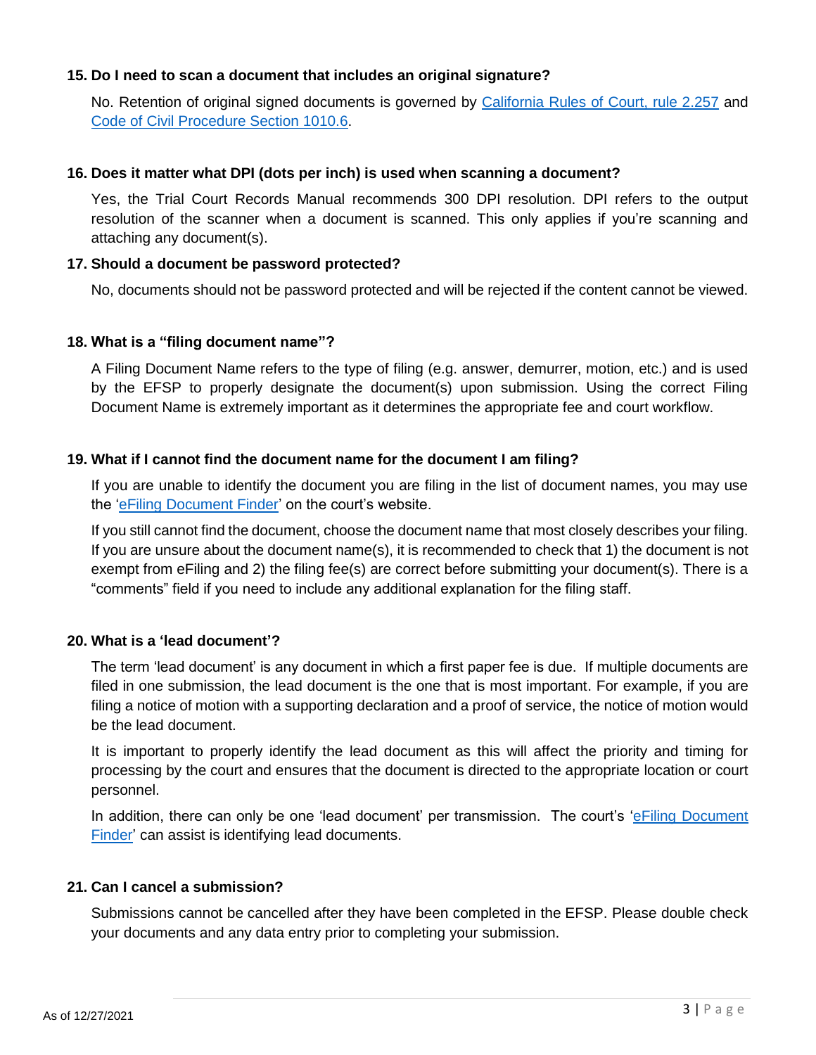### 15. Do I need to scan a document that includes an original signature?

No. Retention of original signed documents is governed by California Rules of Court, rule 2.257 and Code of Civil Procedure Section 1010.6.

### 16. Does it matter what DPI (dots per inch) is used when scanning a document?

Yes, the Trial Court Records Manual recommends 300 DPI resolution. DPI refers to the output resolution of the scanner when a document is scanned. This only applies if you're scanning and attaching any document(s).

### 17. Should a document be password protected?

No, documents should not be password protected and will be rejected if the content cannot be viewed.

### 18. What is a "filing document name"?

A Filing Document Name refers to the type of filing (e.g. answer, demurrer, motion, etc.) and is used by the EFSP to properly designate the document(s) upon submission. Using the correct Filing Document Name is extremely important as it determines the appropriate fee and court workflow.

### 19. What if I cannot find the document name for the document I am filing?

If you are unable to identify the document you are filing in the list of document names, you may use the 'eFiling Document Finder' on the court's website.

If you still cannot find the document, choose the document name that most closely describes your filing. If you are unsure about the document name(s), it is recommended to check that 1) the document is not exempt from eFiling and 2) the filing fee(s) are correct before submitting your document(s). There is a "comments" field if you need to include any additional explanation for the filing staff.

### 20. What is a 'lead document'?

The term 'lead document' is any document in which a first paper fee is due. If multiple documents are filed in one submission, the lead document is the one that is most important. For example, if you are filing a notice of motion with a supporting declaration and a proof of service, the notice of motion would be the lead document.

It is important to properly identify the lead document as this will affect the priority and timing for processing by the court and ensures that the document is directed to the appropriate location or court personnel.

In addition, there can only be one 'lead document' per transmission. The court's 'eFiling Document Finder' can assist is identifying lead documents.

### 21. Can I cancel a submission?

Submissions cannot be cancelled after they have been completed in the EFSP. Please double check your documents and any data entry prior to completing your submission.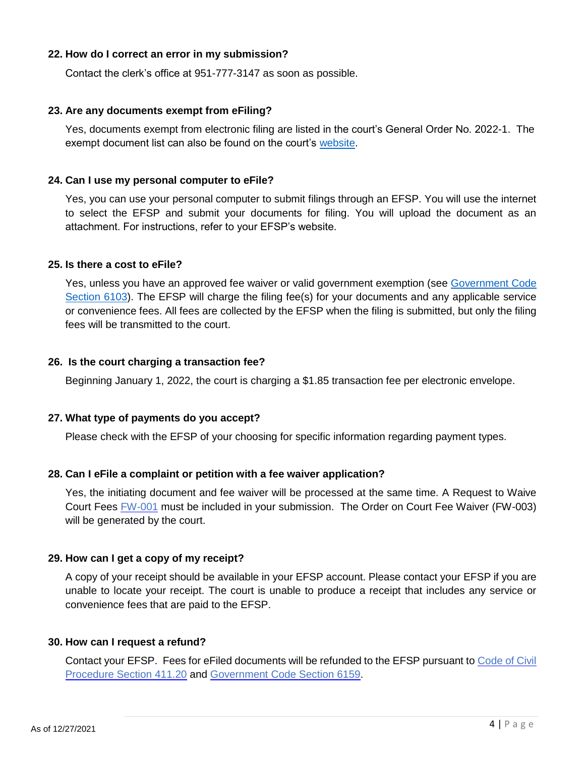**22. How do I correct an error in my submission?**

Contact the clerk's office at 951-777-3147 as soon as possible.

**23. Are any documents exempt from eFiling?**

Yes, documents exempt from electronic filing are listed in the court's General Order No. 2022-1. The exempt document list can also be found on the court's website.

**24. Can I use my personal computer to eFile?**

Yes, you can use your personal computer to submit filings through an EFSP. You will use the internet to select the EFSP and submit your documents for filing. You will upload the document as an attachment. For instructions, refer to your EFSP's website.

**25. Is there a cost to eFile?**

Yes, unless you have an approved fee waiver or valid government exemption (see Government Code Section 6103). The EFSP will charge the filing fee(s) for your documents and any applicable service or convenience fees. All fees are collected by the EFSP when the filing is submitted, but only the filing fees will be transmitted to the court.

**26. Is the court charging a transaction fee?**

Beginning January 1, 2022, the court is charging a $1.85 transaction fee per electronic envelope.

**27. What type of payments do you accept?**

Please check with the EFSP of your choosing for specific information regarding payment types.

**28. Can I eFile a complaint or petition with a fee waiver application?**

Yes, the initiating document and fee waiver will be processed at the same time. A Request to Waive Court Fees FW-001 must be included in your submission. The Order on Court Fee Waiver (FW-003) will be generated by the court.

**29. How can I get a copy of my receipt?**

A copy of your receipt should be available in your EFSP account. Please contact your EFSP if you are unable to locate your receipt. The court is unable to produce a receipt that includes any service or convenience fees that are paid to the EFSP.

**30. How can I request a refund?**

Contact your EFSP. Fees for eFiled documents will be refunded to the EFSP pursuant to Code of Civil Procedure Section 411.20 and Government Code Section 6159.

As of 12/27/2021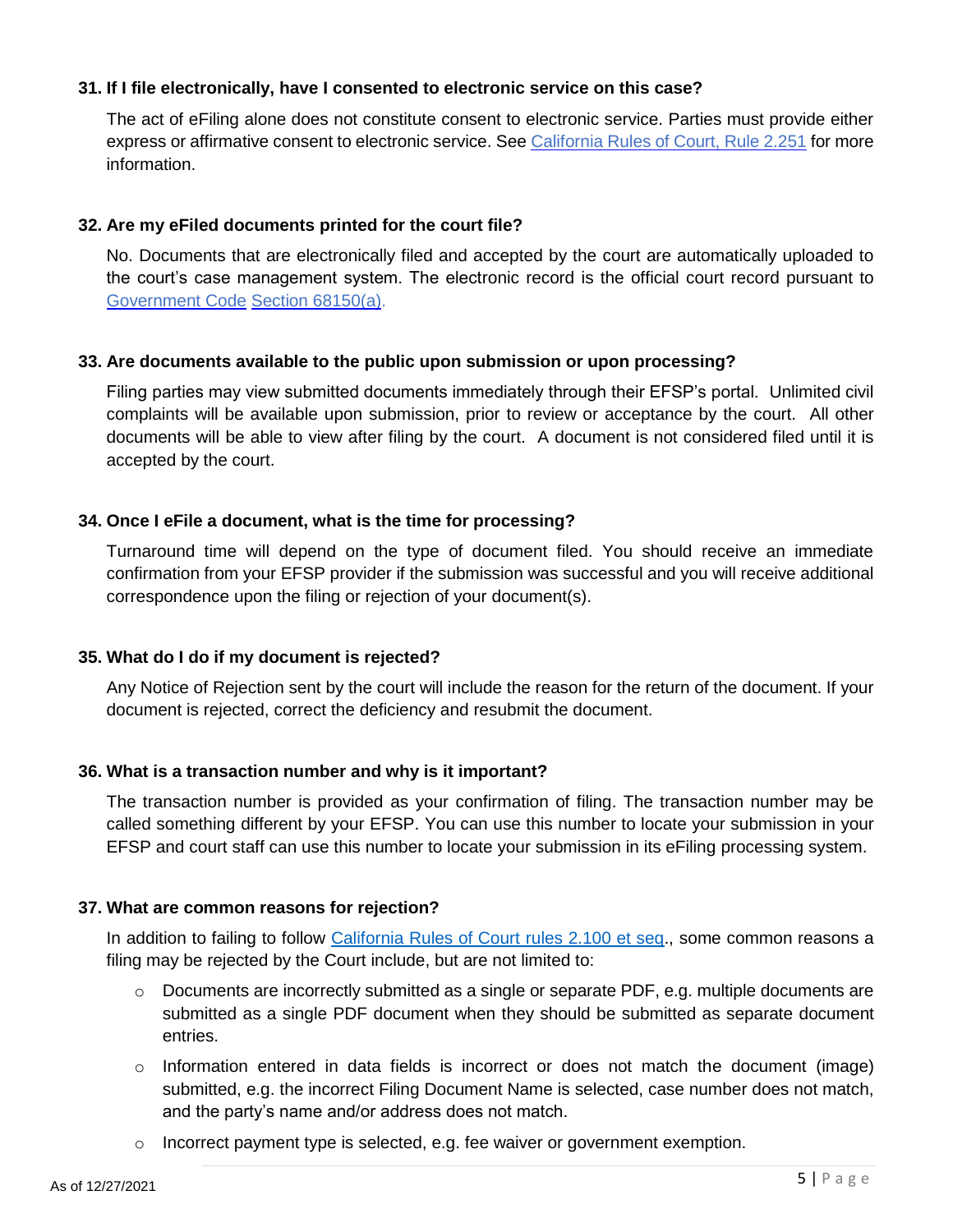### 31. If I file electronically, have I consented to electronic service on this case?

The act of eFiling alone does not constitute consent to electronic service. Parties must provide either express or affirmative consent to electronic service. See [California Rules of Court, Rule 2.251](#) for more information.

### 32. Are my eFiled documents printed for the court file?

No. Documents that are electronically filed and accepted by the court are automatically uploaded to the court's case management system. The electronic record is the official court record pursuant to [Government Code](#) [Section 68150(a)](#).

### 33. Are documents available to the public upon submission or upon processing?

Filing parties may view submitted documents immediately through their EFSP's portal. Unlimited civil complaints will be available upon submission, prior to review or acceptance by the court. All other documents will be able to view after filing by the court. A document is not considered filed until it is accepted by the court.

### 34. Once I eFile a document, what is the time for processing?

Turnaround time will depend on the type of document filed. You should receive an immediate confirmation from your EFSP provider if the submission was successful and you will receive additional correspondence upon the filing or rejection of your document(s).

### 35. What do I do if my document is rejected?

Any Notice of Rejection sent by the court will include the reason for the return of the document. If your document is rejected, correct the deficiency and resubmit the document.

### 36. What is a transaction number and why is it important?

The transaction number is provided as your confirmation of filing. The transaction number may be called something different by your EFSP. You can use this number to locate your submission in your EFSP and court staff can use this number to locate your submission in its eFiling processing system.

### 37. What are common reasons for rejection?

In addition to failing to follow [California Rules of Court rules 2.100 et seq](#)., some common reasons a filing may be rejected by the Court include, but are not limited to:

- Documents are incorrectly submitted as a single or separate PDF, e.g. multiple documents are submitted as a single PDF document when they should be submitted as separate document entries.
- Information entered in data fields is incorrect or does not match the document (image) submitted, e.g. the incorrect Filing Document Name is selected, case number does not match, and the party's name and/or address does not match.
- Incorrect payment type is selected, e.g. fee waiver or government exemption.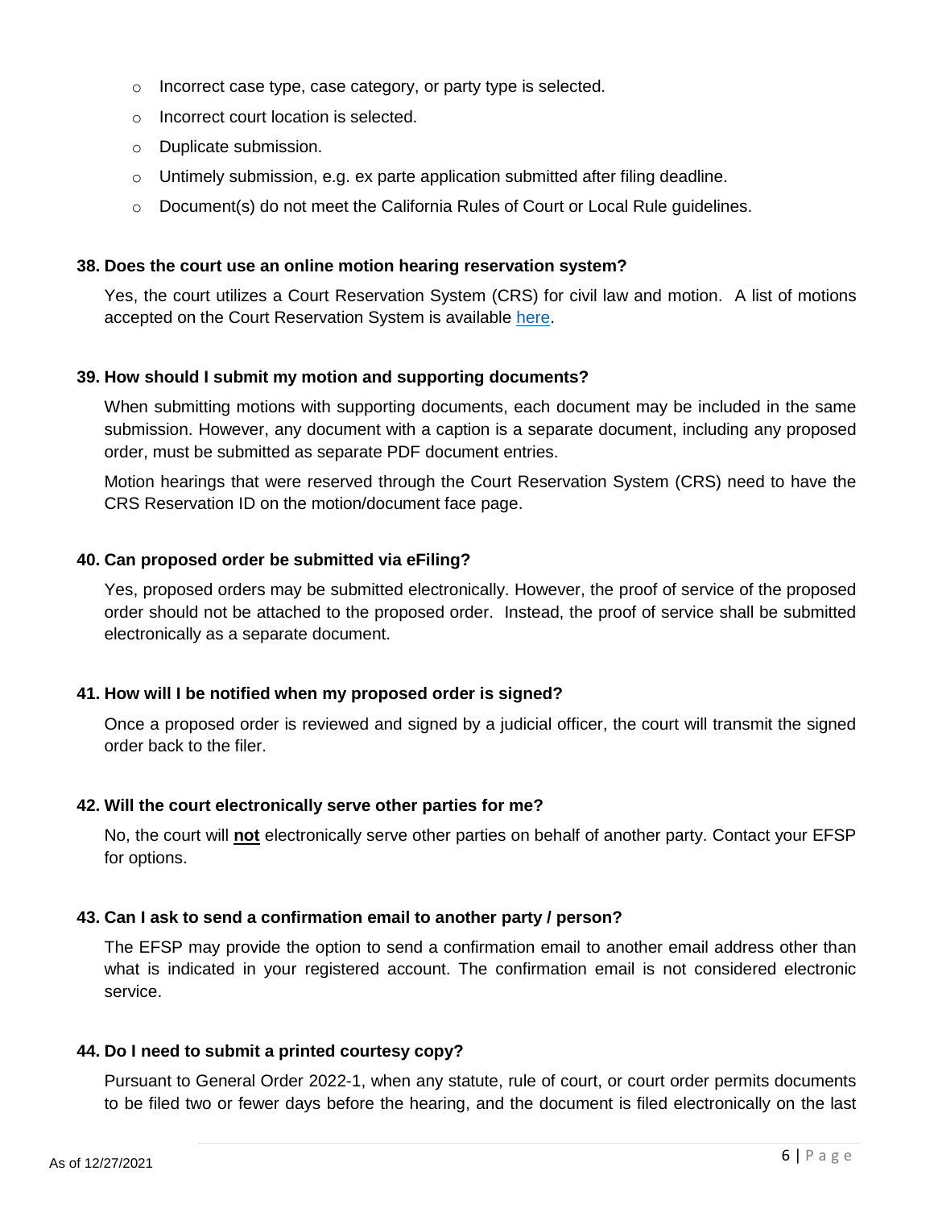- Incorrect case type, case category, or party type is selected.
- Incorrect court location is selected.
- Duplicate submission.
- Untimely submission, e.g. ex parte application submitted after filing deadline.
- Document(s) do not meet the California Rules of Court or Local Rule guidelines.

**38. Does the court use an online motion hearing reservation system?**

Yes, the court utilizes a Court Reservation System (CRS) for civil law and motion. A list of motions accepted on the Court Reservation System is available here.

**39. How should I submit my motion and supporting documents?**

When submitting motions with supporting documents, each document may be included in the same submission. However, any document with a caption is a separate document, including any proposed order, must be submitted as separate PDF document entries.

Motion hearings that were reserved through the Court Reservation System (CRS) need to have the CRS Reservation ID on the motion/document face page.

**40. Can proposed order be submitted via eFiling?**

Yes, proposed orders may be submitted electronically. However, the proof of service of the proposed order should not be attached to the proposed order. Instead, the proof of service shall be submitted electronically as a separate document.

**41. How will I be notified when my proposed order is signed?**

Once a proposed order is reviewed and signed by a judicial officer, the court will transmit the signed order back to the filer.

**42. Will the court electronically serve other parties for me?**

No, the court will **not** electronically serve other parties on behalf of another party. Contact your EFSP for options.

**43. Can I ask to send a confirmation email to another party / person?**

The EFSP may provide the option to send a confirmation email to another email address other than what is indicated in your registered account. The confirmation email is not considered electronic service.

**44. Do I need to submit a printed courtesy copy?**

Pursuant to General Order 2022-1, when any statute, rule of court, or court order permits documents to be filed two or fewer days before the hearing, and the document is filed electronically on the last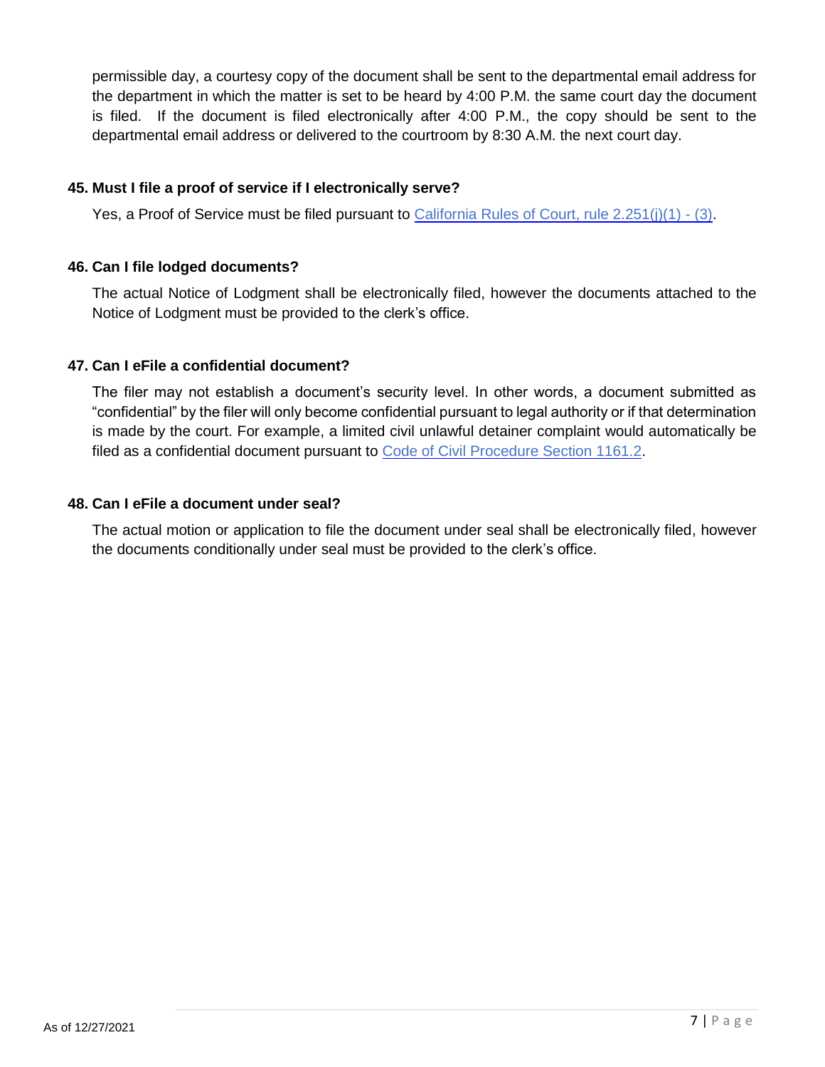permissible day, a courtesy copy of the document shall be sent to the departmental email address for the department in which the matter is set to be heard by 4:00 P.M. the same court day the document is filed. If the document is filed electronically after 4:00 P.M., the copy should be sent to the departmental email address or delivered to the courtroom by 8:30 A.M. the next court day.

**45. Must I file a proof of service if I electronically serve?**

Yes, a Proof of Service must be filed pursuant to California Rules of Court, rule 2.251(j)(1) - (3).

**46. Can I file lodged documents?**

The actual Notice of Lodgment shall be electronically filed, however the documents attached to the Notice of Lodgment must be provided to the clerk's office.

**47. Can I eFile a confidential document?**

The filer may not establish a document's security level. In other words, a document submitted as "confidential" by the filer will only become confidential pursuant to legal authority or if that determination is made by the court. For example, a limited civil unlawful detainer complaint would automatically be filed as a confidential document pursuant to Code of Civil Procedure Section 1161.2.

**48. Can I eFile a document under seal?**

The actual motion or application to file the document under seal shall be electronically filed, however the documents conditionally under seal must be provided to the clerk's office.

As of 12/27/2021